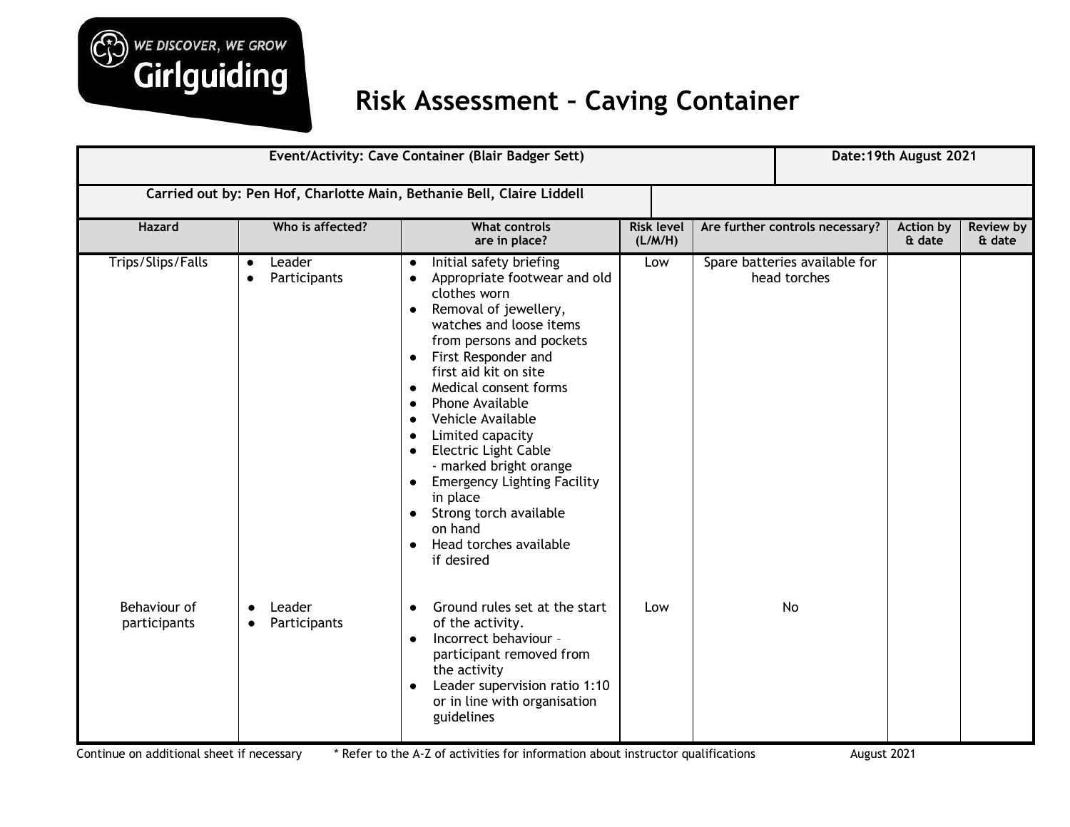WE DISCOVER, WE GROW

Girlguiding

# Risk Assessment – Caving Container

| Event/Activity: Cave Container (Blair Badger Sett) | | | | | Date:19th August 2021 | |
|---|---|---|---|---|---|---|
| **Carried out by: Pen Hof, Charlotte Main, Bethanie Bell, Claire Liddell** | | | | | | |
| **Hazard** | **Who is affected?** | **What controls are in place?** | **Risk level (L/M/H)** | **Are further controls necessary?** | **Action by & date** | **Review by & date** |
| Trips/Slips/Falls | • Leader<br>• Participants | • Initial safety briefing<br>• Appropriate footwear and old clothes worn<br>• Removal of jewellery, watches and loose items from persons and pockets<br>• First Responder and first aid kit on site<br>• Medical consent forms<br>• Phone Available<br>• Vehicle Available<br>• Limited capacity<br>• Electric Light Cable - marked bright orange<br>• Emergency Lighting Facility in place<br>• Strong torch available on hand<br>• Head torches available if desired | Low | Spare batteries available for head torches | | |
| Behaviour of participants | • Leader<br>• Participants | • Ground rules set at the start of the activity.<br>• Incorrect behaviour – participant removed from the activity<br>• Leader supervision ratio 1:10 or in line with organisation guidelines | Low | No | | |

Continue on additional sheet if necessary &nbsp;&nbsp;&nbsp; * Refer to the A-Z of activities for information about instructor qualifications &nbsp;&nbsp;&nbsp; August 2021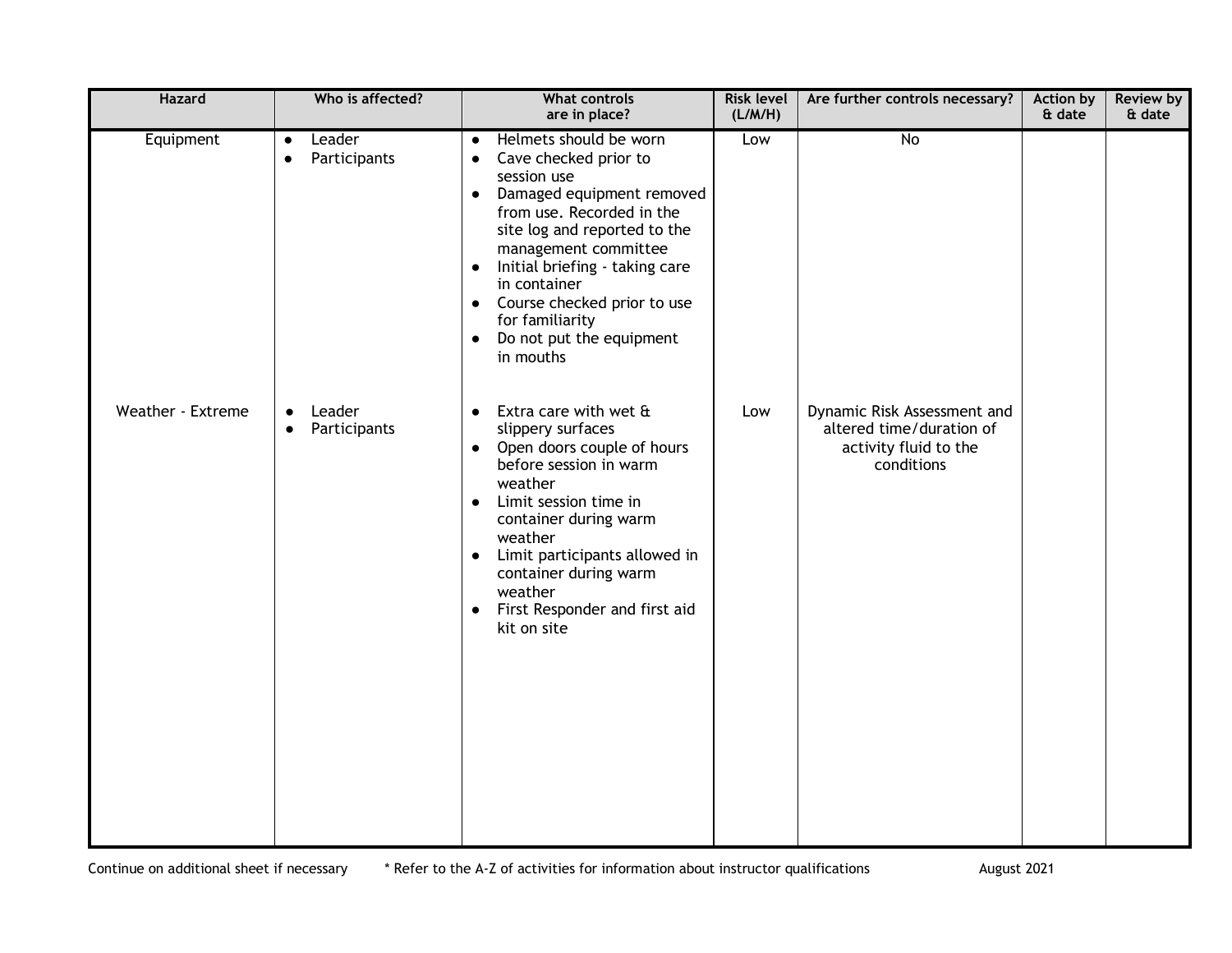| Hazard | Who is affected? | What controls are in place? | Risk level (L/M/H) | Are further controls necessary? | Action by & date | Review by & date |
|---|---|---|---|---|---|---|
| Equipment | • Leader<br>• Participants | • Helmets should be worn<br>• Cave checked prior to session use<br>• Damaged equipment removed from use. Recorded in the site log and reported to the management committee<br>• Initial briefing - taking care in container<br>• Course checked prior to use for familiarity<br>• Do not put the equipment in mouths | Low | No | | |
| Weather - Extreme | • Leader<br>• Participants | • Extra care with wet & slippery surfaces<br>• Open doors couple of hours before session in warm weather<br>• Limit session time in container during warm weather<br>• Limit participants allowed in container during warm weather<br>• First Responder and first aid kit on site | Low | Dynamic Risk Assessment and altered time/duration of activity fluid to the conditions | | |

Continue on additional sheet if necessary     * Refer to the A-Z of activities for information about instructor qualifications     August 2021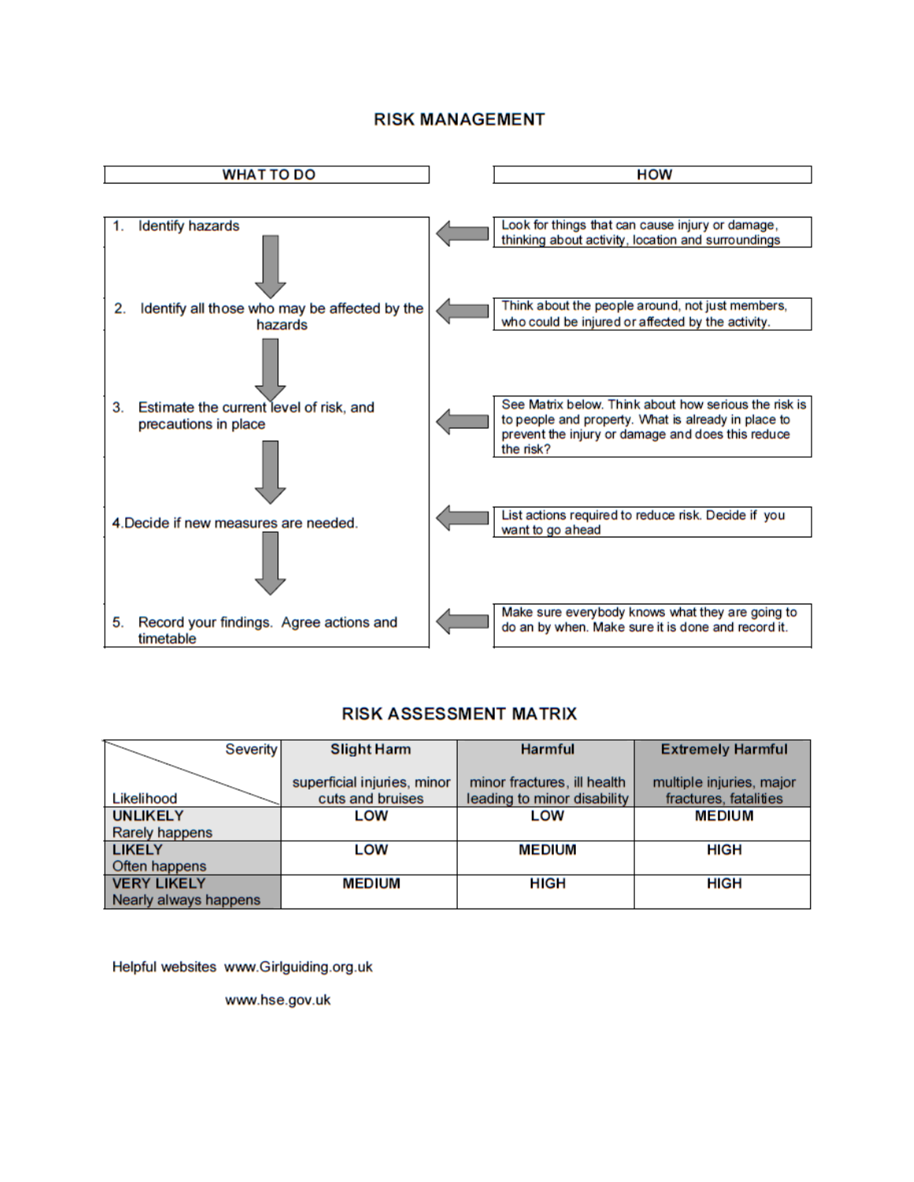# RISK MANAGEMENT

| WHAT TO DO | HOW |
|---|---|
| 1. Identify hazards | Look for things that can cause injury or damage, thinking about activity, location and surroundings |
| 2. Identify all those who may be affected by the hazards | Think about the people around, not just members, who could be injured or affected by the activity. |
| 3. Estimate the current level of risk, and precautions in place | See Matrix below. Think about how serious the risk is to people and property. What is already in place to prevent the injury or damage and does this reduce the risk? |
| 4. Decide if new measures are needed. | List actions required to reduce risk. Decide if you want to go ahead |
| 5. Record your findings. Agree actions and timetable | Make sure everybody knows what they are going to do an by when. Make sure it is done and record it. |

## RISK ASSESSMENT MATRIX

| Severity / Likelihood | Slight Harm<br>superficial injuries, minor cuts and bruises | Harmful<br>minor fractures, ill health leading to minor disability | Extremely Harmful<br>multiple injuries, major fractures, fatalities |
|---|---|---|---|
| **UNLIKELY**<br>Rarely happens | LOW | LOW | MEDIUM |
| **LIKELY**<br>Often happens | LOW | MEDIUM | HIGH |
| **VERY LIKELY**<br>Nearly always happens | MEDIUM | HIGH | HIGH |

Helpful websites www.Girlguiding.org.uk

www.hse.gov.uk